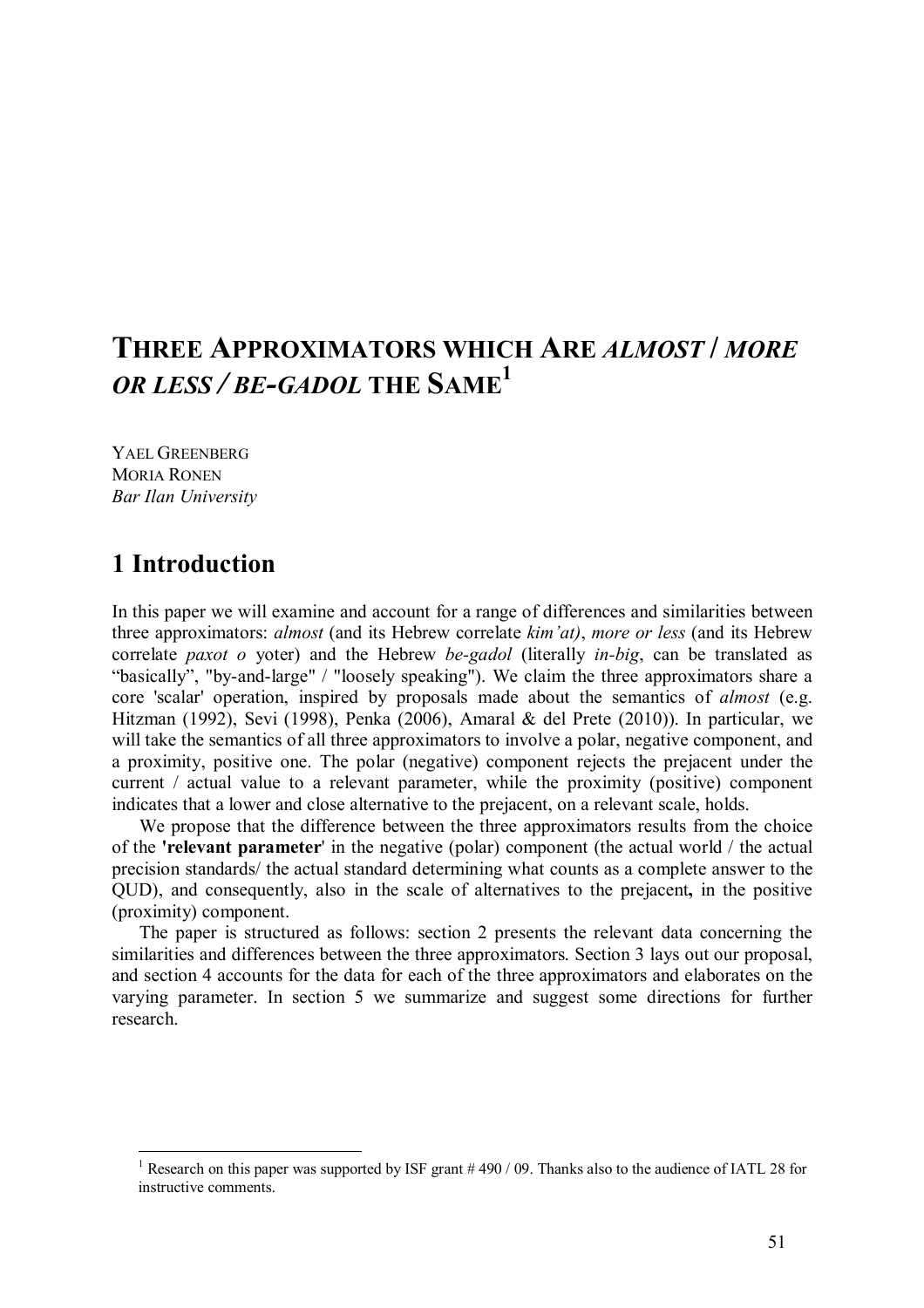# THREE APPROXIMATORS WHICH ARE *ALMOST* / *MORE OR LESS* / *BE-GADOL* THE SAME[1]

YAEL GREENBERG
MORIA RONEN
*Bar Ilan University*

## 1 Introduction

In this paper we will examine and account for a range of differences and similarities between three approximators: *almost* (and its Hebrew correlate *kim'at)*, *more or less* (and its Hebrew correlate *paxot o* yoter) and the Hebrew *be-gadol* (literally *in-big*, can be translated as "basically", "by-and-large" / "loosely speaking"). We claim the three approximators share a core 'scalar' operation, inspired by proposals made about the semantics of *almost* (e.g. Hitzman (1992), Sevi (1998), Penka (2006), Amaral & del Prete (2010)). In particular, we will take the semantics of all three approximators to involve a polar, negative component, and a proximity, positive one. The polar (negative) component rejects the prejacent under the current / actual value to a relevant parameter, while the proximity (positive) component indicates that a lower and close alternative to the prejacent, on a relevant scale, holds.

We propose that the difference between the three approximators results from the choice of the **'relevant parameter**' in the negative (polar) component (the actual world / the actual precision standards/ the actual standard determining what counts as a complete answer to the QUD), and consequently, also in the scale of alternatives to the prejacent**,** in the positive (proximity) component.

The paper is structured as follows: section 2 presents the relevant data concerning the similarities and differences between the three approximators. Section 3 lays out our proposal, and section 4 accounts for the data for each of the three approximators and elaborates on the varying parameter. In section 5 we summarize and suggest some directions for further research.

---

[1] Research on this paper was supported by ISF grant # 490 / 09. Thanks also to the audience of IATL 28 for instructive comments.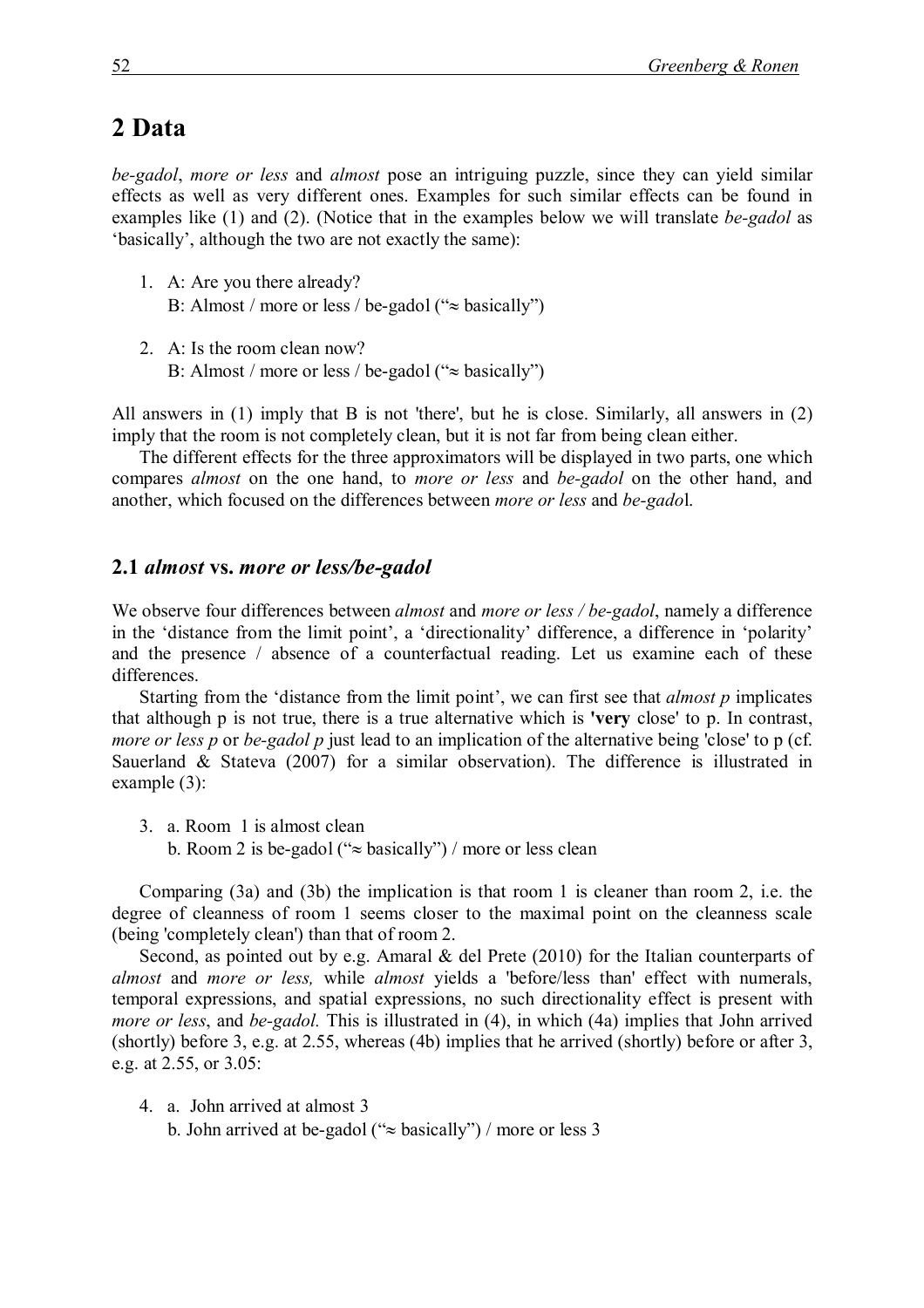## 2 Data

*be-gadol*, *more or less* and *almost* pose an intriguing puzzle, since they can yield similar effects as well as very different ones. Examples for such similar effects can be found in examples like (1) and (2). (Notice that in the examples below we will translate *be-gadol* as 'basically', although the two are not exactly the same):

1. A: Are you there already?  
   B: Almost / more or less / be-gadol ("≈ basically")

2. A: Is the room clean now?  
   B: Almost / more or less / be-gadol ("≈ basically")

All answers in (1) imply that B is not 'there', but he is close. Similarly, all answers in (2) imply that the room is not completely clean, but it is not far from being clean either.

The different effects for the three approximators will be displayed in two parts, one which compares *almost* on the one hand, to *more or less* and *be-gadol* on the other hand, and another, which focused on the differences between *more or less* and *be-gado*l.

### 2.1 *almost* vs. *more or less/be-gadol*

We observe four differences between *almost* and *more or less / be-gadol*, namely a difference in the 'distance from the limit point', a 'directionality' difference, a difference in 'polarity' and the presence / absence of a counterfactual reading. Let us examine each of these differences.

Starting from the 'distance from the limit point', we can first see that *almost p* implicates that although p is not true, there is a true alternative which is **'very** close' to p. In contrast, *more or less p* or *be-gadol p* just lead to an implication of the alternative being 'close' to p (cf. Sauerland & Stateva (2007) for a similar observation). The difference is illustrated in example (3):

3. a. Room 1 is almost clean  
   b. Room 2 is be-gadol ("≈ basically") / more or less clean

Comparing (3a) and (3b) the implication is that room 1 is cleaner than room 2, i.e. the degree of cleanness of room 1 seems closer to the maximal point on the cleanness scale (being 'completely clean') than that of room 2.

Second, as pointed out by e.g. Amaral & del Prete (2010) for the Italian counterparts of *almost* and *more or less,* while *almost* yields a 'before/less than' effect with numerals, temporal expressions, and spatial expressions, no such directionality effect is present with *more or less*, and *be-gadol.* This is illustrated in (4), in which (4a) implies that John arrived (shortly) before 3, e.g. at 2.55, whereas (4b) implies that he arrived (shortly) before or after 3, e.g. at 2.55, or 3.05:

4. a. John arrived at almost 3  
   b. John arrived at be-gadol ("≈ basically") / more or less 3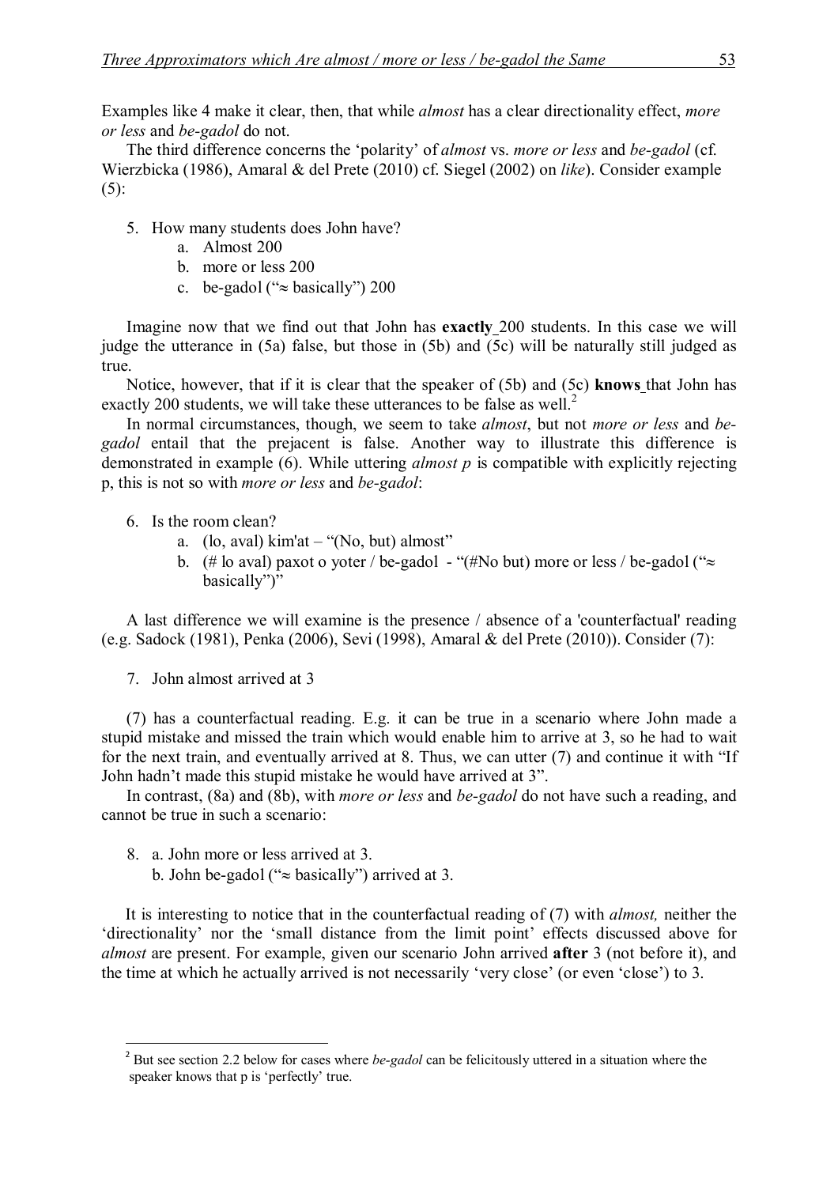Examples like 4 make it clear, then, that while *almost* has a clear directionality effect, *more or less* and *be-gadol* do not.

The third difference concerns the 'polarity' of *almost* vs. *more or less* and *be-gadol* (cf. Wierzbicka (1986), Amaral & del Prete (2010) cf. Siegel (2002) on *like*). Consider example (5):

5. How many students does John have?
   a. Almost 200
   b. more or less 200
   c. be-gadol ("≈ basically") 200

Imagine now that we find out that John has **exactly** 200 students. In this case we will judge the utterance in (5a) false, but those in (5b) and (5c) will be naturally still judged as true.

Notice, however, that if it is clear that the speaker of (5b) and (5c) **knows** that John has exactly 200 students, we will take these utterances to be false as well.[2]

In normal circumstances, though, we seem to take *almost*, but not *more or less* and *be-gadol* entail that the prejacent is false. Another way to illustrate this difference is demonstrated in example (6). While uttering *almost p* is compatible with explicitly rejecting p, this is not so with *more or less* and *be-gadol*:

6. Is the room clean?
   a. (lo, aval) kim'at – "(No, but) almost"
   b. (# lo aval) paxot o yoter / be-gadol - "(#No but) more or less / be-gadol ("≈ basically")"

A last difference we will examine is the presence / absence of a 'counterfactual' reading (e.g. Sadock (1981), Penka (2006), Sevi (1998), Amaral & del Prete (2010)). Consider (7):

7. John almost arrived at 3

(7) has a counterfactual reading. E.g. it can be true in a scenario where John made a stupid mistake and missed the train which would enable him to arrive at 3, so he had to wait for the next train, and eventually arrived at 8. Thus, we can utter (7) and continue it with "If John hadn't made this stupid mistake he would have arrived at 3".

In contrast, (8a) and (8b), with *more or less* and *be-gadol* do not have such a reading, and cannot be true in such a scenario:

8. a. John more or less arrived at 3.
   b. John be-gadol ("≈ basically") arrived at 3.

It is interesting to notice that in the counterfactual reading of (7) with *almost,* neither the 'directionality' nor the 'small distance from the limit point' effects discussed above for *almost* are present. For example, given our scenario John arrived **after** 3 (not before it), and the time at which he actually arrived is not necessarily 'very close' (or even 'close') to 3.

---

[2] But see section 2.2 below for cases where *be-gadol* can be felicitously uttered in a situation where the speaker knows that p is 'perfectly' true.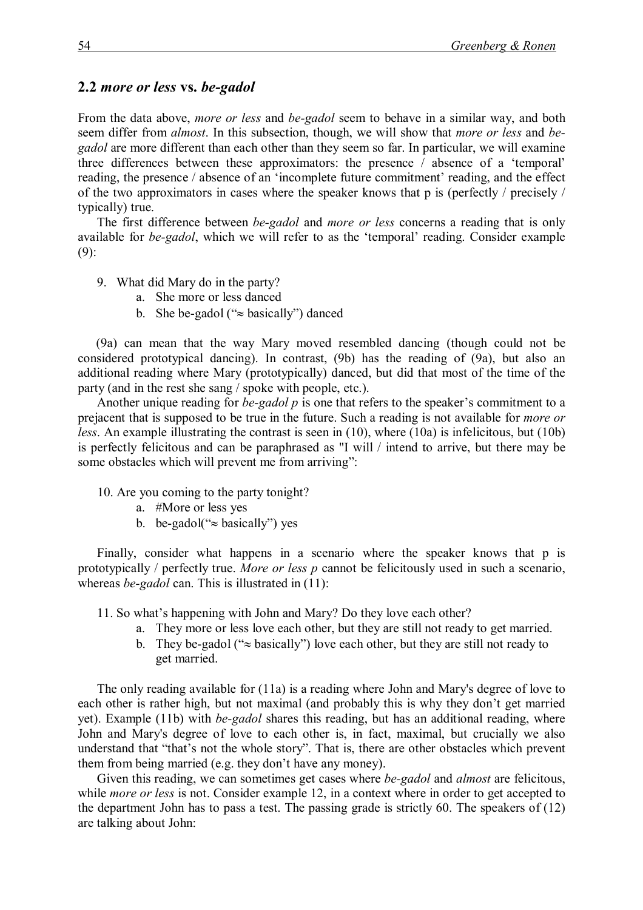## 2.2 *more or less* vs. *be-gadol*

From the data above, *more or less* and *be-gadol* seem to behave in a similar way, and both seem differ from *almost*. In this subsection, though, we will show that *more or less* and *be-gadol* are more different than each other than they seem so far. In particular, we will examine three differences between these approximators: the presence / absence of a 'temporal' reading, the presence / absence of an 'incomplete future commitment' reading, and the effect of the two approximators in cases where the speaker knows that p is (perfectly / precisely / typically) true.

The first difference between *be-gadol* and *more or less* concerns a reading that is only available for *be-gadol*, which we will refer to as the 'temporal' reading. Consider example (9):

9. What did Mary do in the party?
   a. She more or less danced
   b. She be-gadol ("≈ basically") danced

(9a) can mean that the way Mary moved resembled dancing (though could not be considered prototypical dancing). In contrast, (9b) has the reading of (9a), but also an additional reading where Mary (prototypically) danced, but did that most of the time of the party (and in the rest she sang / spoke with people, etc.).

Another unique reading for *be-gadol p* is one that refers to the speaker's commitment to a prejacent that is supposed to be true in the future. Such a reading is not available for *more or less*. An example illustrating the contrast is seen in (10), where (10a) is infelicitous, but (10b) is perfectly felicitous and can be paraphrased as "I will / intend to arrive, but there may be some obstacles which will prevent me from arriving":

10. Are you coming to the party tonight?
    a. #More or less yes
    b. be-gadol("≈ basically") yes

Finally, consider what happens in a scenario where the speaker knows that p is prototypically / perfectly true. *More or less p* cannot be felicitously used in such a scenario, whereas *be-gadol* can. This is illustrated in (11):

11. So what's happening with John and Mary? Do they love each other?
    a. They more or less love each other, but they are still not ready to get married.
    b. They be-gadol ("≈ basically") love each other, but they are still not ready to get married.

The only reading available for (11a) is a reading where John and Mary's degree of love to each other is rather high, but not maximal (and probably this is why they don't get married yet). Example (11b) with *be-gadol* shares this reading, but has an additional reading, where John and Mary's degree of love to each other is, in fact, maximal, but crucially we also understand that "that's not the whole story". That is, there are other obstacles which prevent them from being married (e.g. they don't have any money).

Given this reading, we can sometimes get cases where *be-gadol* and *almost* are felicitous, while *more or less* is not. Consider example 12, in a context where in order to get accepted to the department John has to pass a test. The passing grade is strictly 60. The speakers of (12) are talking about John: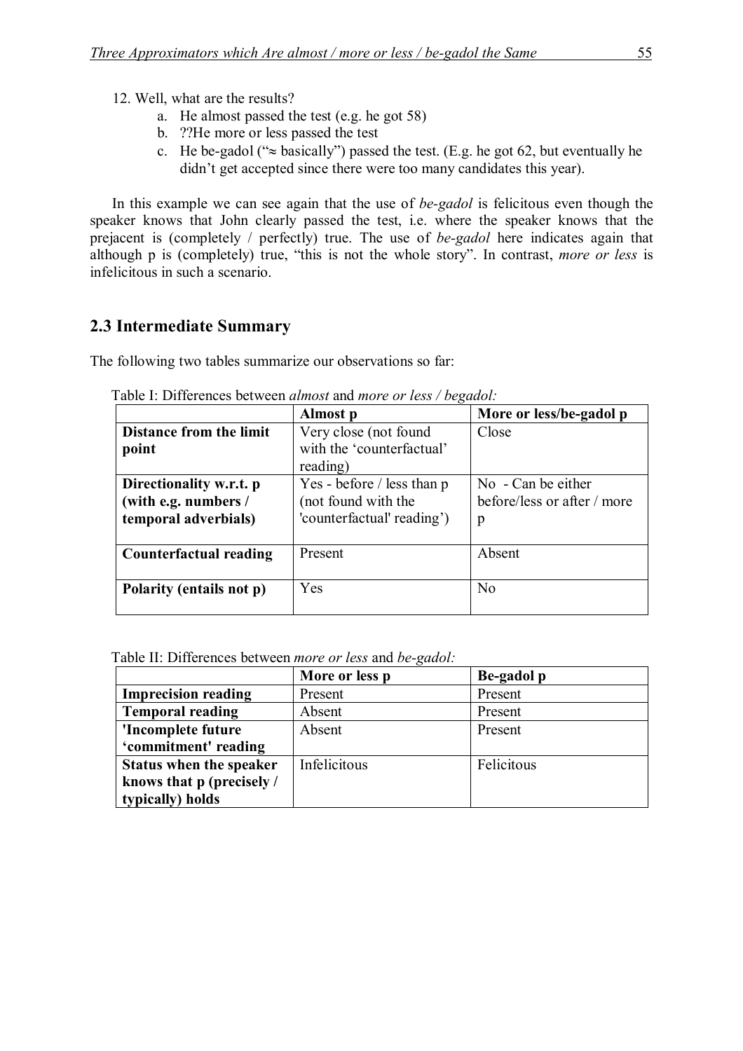12. Well, what are the results?
    a. He almost passed the test (e.g. he got 58)
    b. ??He more or less passed the test
    c. He be-gadol ("≈ basically") passed the test. (E.g. he got 62, but eventually he didn't get accepted since there were too many candidates this year).

In this example we can see again that the use of *be-gadol* is felicitous even though the speaker knows that John clearly passed the test, i.e. where the speaker knows that the prejacent is (completely / perfectly) true. The use of *be-gadol* here indicates again that although p is (completely) true, "this is not the whole story". In contrast, *more or less* is infelicitous in such a scenario.

## 2.3 Intermediate Summary

The following two tables summarize our observations so far:

Table I: Differences between *almost* and *more or less / begadol:*

| | **Almost p** | **More or less/be-gadol p** |
|---|---|---|
| **Distance from the limit point** | Very close (not found with the 'counterfactual' reading) | Close |
| **Directionality w.r.t. p (with e.g. numbers / temporal adverbials)** | Yes - before / less than p (not found with the 'counterfactual' reading') | No - Can be either before/less or after / more p |
| **Counterfactual reading** | Present | Absent |
| **Polarity (entails not p)** | Yes | No |

Table II: Differences between *more or less* and *be-gadol:*

| | **More or less p** | **Be-gadol p** |
|---|---|---|
| **Imprecision reading** | Present | Present |
| **Temporal reading** | Absent | Present |
| **'Incomplete future 'commitment' reading** | Absent | Present |
| **Status when the speaker knows that p (precisely / typically) holds** | Infelicitous | Felicitous |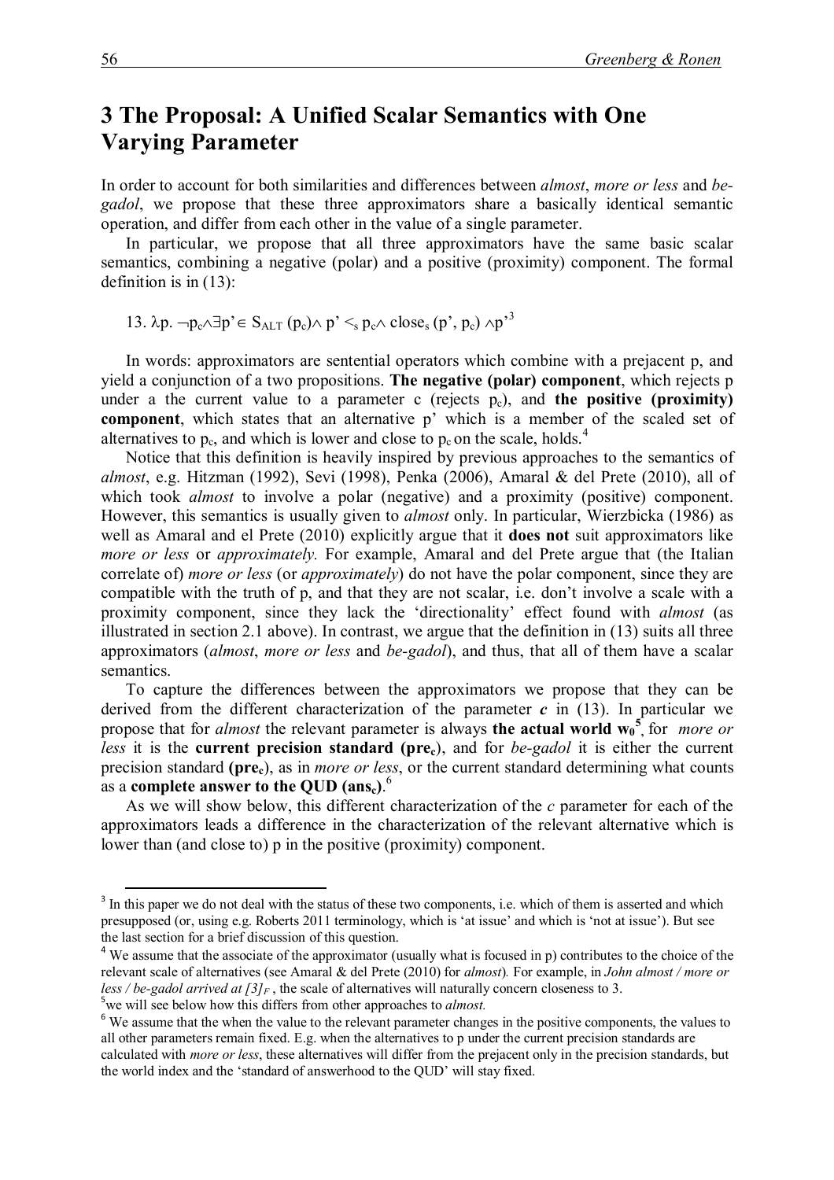# 3 The Proposal: A Unified Scalar Semantics with One Varying Parameter

In order to account for both similarities and differences between *almost*, *more or less* and *be-gadol*, we propose that these three approximators share a basically identical semantic operation, and differ from each other in the value of a single parameter.

In particular, we propose that all three approximators have the same basic scalar semantics, combining a negative (polar) and a positive (proximity) component. The formal definition is in (13):

13. $\lambda p.\ \neg p_c \wedge \exists p' \in S_{ALT}(p_c) \wedge p' <_s p_c \wedge \text{close}_s(p', p_c) \wedge p'$[3]

In words: approximators are sentential operators which combine with a prejacent p, and yield a conjunction of a two propositions. **The negative (polar) component**, which rejects p under a the current value to a parameter c (rejects $p_c$), and **the positive (proximity) component**, which states that an alternative p' which is a member of the scaled set of alternatives to $p_c$, and which is lower and close to $p_c$ on the scale, holds.[4]

Notice that this definition is heavily inspired by previous approaches to the semantics of *almost*, e.g. Hitzman (1992), Sevi (1998), Penka (2006), Amaral & del Prete (2010), all of which took *almost* to involve a polar (negative) and a proximity (positive) component. However, this semantics is usually given to *almost* only. In particular, Wierzbicka (1986) as well as Amaral and el Prete (2010) explicitly argue that it **does not** suit approximators like *more or less* or *approximately.* For example, Amaral and del Prete argue that (the Italian correlate of) *more or less* (or *approximately*) do not have the polar component, since they are compatible with the truth of p, and that they are not scalar, i.e. don't involve a scale with a proximity component, since they lack the 'directionality' effect found with *almost* (as illustrated in section 2.1 above). In contrast, we argue that the definition in (13) suits all three approximators (*almost*, *more or less* and *be-gadol*), and thus, that all of them have a scalar semantics.

To capture the differences between the approximators we propose that they can be derived from the different characterization of the parameter ***c*** in (13). In particular we propose that for *almost* the relevant parameter is always **the actual world $w_0$**[5], for *more or less* it is the **current precision standard ($pre_c$)**, and for *be-gadol* it is either the current precision standard **($pre_c$)**, as in *more or less*, or the current standard determining what counts as a **complete answer to the QUD ($ans_c$)**.[6]

As we will show below, this different characterization of the *c* parameter for each of the approximators leads a difference in the characterization of the relevant alternative which is lower than (and close to) p in the positive (proximity) component.

---

[3] In this paper we do not deal with the status of these two components, i.e. which of them is asserted and which presupposed (or, using e.g. Roberts 2011 terminology, which is 'at issue' and which is 'not at issue'). But see the last section for a brief discussion of this question.

[4] We assume that the associate of the approximator (usually what is focused in p) contributes to the choice of the relevant scale of alternatives (see Amaral & del Prete (2010) for *almost*). For example, in *John almost / more or less / be-gadol arrived at [3]$_F$*, the scale of alternatives will naturally concern closeness to 3.

[5] we will see below how this differs from other approaches to *almost.*

[6] We assume that the when the value to the relevant parameter changes in the positive components, the values to all other parameters remain fixed. E.g. when the alternatives to p under the current precision standards are calculated with *more or less*, these alternatives will differ from the prejacent only in the precision standards, but the world index and the 'standard of answerhood to the QUD' will stay fixed.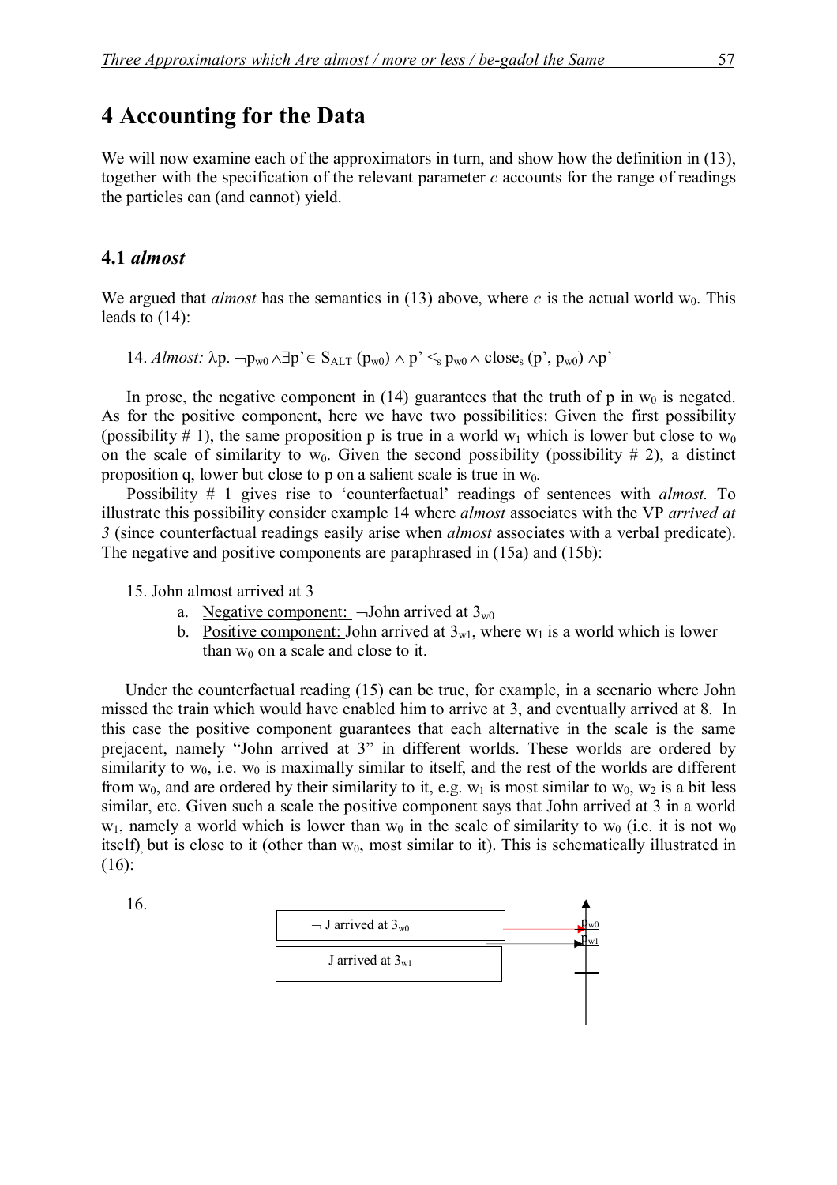# 4 Accounting for the Data

We will now examine each of the approximators in turn, and show how the definition in (13), together with the specification of the relevant parameter *c* accounts for the range of readings the particles can (and cannot) yield.

## 4.1 *almost*

We argued that *almost* has the semantics in (13) above, where *c* is the actual world $w_0$. This leads to (14):

14. *Almost:* $\lambda p. \neg p_{w0} \wedge \exists p' \in S_{ALT}(p_{w0}) \wedge p' <_s p_{w0} \wedge close_s(p', p_{w0}) \wedge p'$

In prose, the negative component in (14) guarantees that the truth of p in $w_0$ is negated. As for the positive component, here we have two possibilities: Given the first possibility (possibility # 1), the same proposition p is true in a world $w_1$ which is lower but close to $w_0$ on the scale of similarity to $w_0$. Given the second possibility (possibility # 2), a distinct proposition q, lower but close to p on a salient scale is true in $w_0$.

Possibility # 1 gives rise to 'counterfactual' readings of sentences with *almost.* To illustrate this possibility consider example 14 where *almost* associates with the VP *arrived at 3* (since counterfactual readings easily arise when *almost* associates with a verbal predicate). The negative and positive components are paraphrased in (15a) and (15b):

15. John almost arrived at 3
    a. Negative component: $\neg$John arrived at $3_{w0}$
    b. Positive component: John arrived at $3_{w1}$, where $w_1$ is a world which is lower than $w_0$ on a scale and close to it.

Under the counterfactual reading (15) can be true, for example, in a scenario where John missed the train which would have enabled him to arrive at 3, and eventually arrived at 8. In this case the positive component guarantees that each alternative in the scale is the same prejacent, namely "John arrived at 3" in different worlds. These worlds are ordered by similarity to $w_0$, i.e. $w_0$ is maximally similar to itself, and the rest of the worlds are different from $w_0$, and are ordered by their similarity to it, e.g. $w_1$ is most similar to $w_0$, $w_2$ is a bit less similar, etc. Given such a scale the positive component says that John arrived at 3 in a world $w_1$, namely a world which is lower than $w_0$ in the scale of similarity to $w_0$ (i.e. it is not $w_0$ itself), but is close to it (other than $w_0$, most similar to it). This is schematically illustrated in (16):

16.

| |
|---|
| $\neg$ J arrived at $3_{w0}$ → $p_{w0}$ |
| J arrived at $3_{w1}$ → $p_{w1}$ |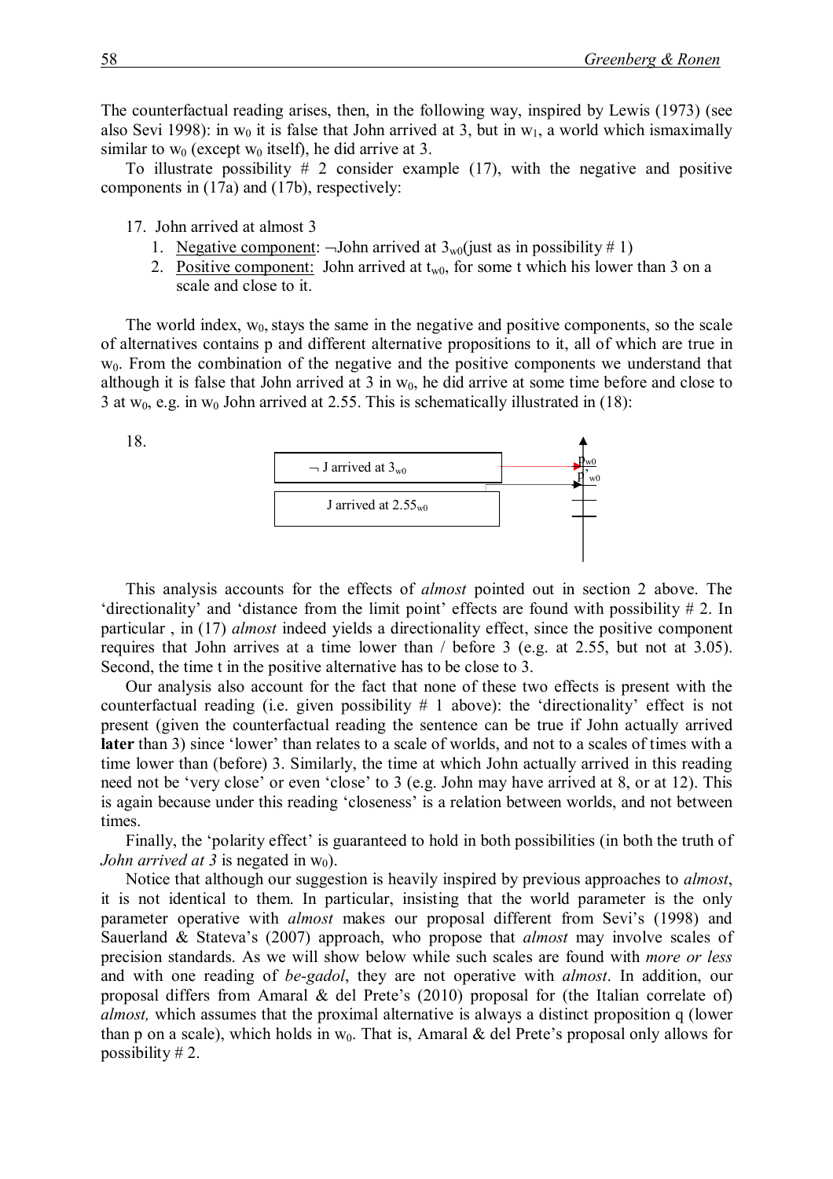The counterfactual reading arises, then, in the following way, inspired by Lewis (1973) (see also Sevi 1998): in $w_0$ it is false that John arrived at 3, but in $w_1$, a world which ismaximally similar to $w_0$ (except $w_0$ itself), he did arrive at 3.

To illustrate possibility # 2 consider example (17), with the negative and positive components in (17a) and (17b), respectively:

17. John arrived at almost 3
    1. Negative component: ¬John arrived at $3_{w0}$(just as in possibility # 1)
    2. Positive component: John arrived at $t_{w0}$, for some t which his lower than 3 on a scale and close to it.

The world index, $w_0$, stays the same in the negative and positive components, so the scale of alternatives contains p and different alternative propositions to it, all of which are true in $w_0$. From the combination of the negative and the positive components we understand that although it is false that John arrived at 3 in $w_0$, he did arrive at some time before and close to 3 at $w_0$, e.g. in $w_0$ John arrived at 2.55. This is schematically illustrated in (18):

18.

| ¬ J arrived at $3_{w0}$ | → $p_{w0}$ |
|---|---|
| J arrived at $2.55_{w0}$ | → $p'_{w0}$ |

This analysis accounts for the effects of *almost* pointed out in section 2 above. The 'directionality' and 'distance from the limit point' effects are found with possibility # 2. In particular , in (17) *almost* indeed yields a directionality effect, since the positive component requires that John arrives at a time lower than / before 3 (e.g. at 2.55, but not at 3.05). Second, the time t in the positive alternative has to be close to 3.

Our analysis also account for the fact that none of these two effects is present with the counterfactual reading (i.e. given possibility # 1 above): the 'directionality' effect is not present (given the counterfactual reading the sentence can be true if John actually arrived **later** than 3) since 'lower' than relates to a scale of worlds, and not to a scales of times with a time lower than (before) 3. Similarly, the time at which John actually arrived in this reading need not be 'very close' or even 'close' to 3 (e.g. John may have arrived at 8, or at 12). This is again because under this reading 'closeness' is a relation between worlds, and not between times.

Finally, the 'polarity effect' is guaranteed to hold in both possibilities (in both the truth of *John arrived at 3* is negated in $w_0$).

Notice that although our suggestion is heavily inspired by previous approaches to *almost*, it is not identical to them. In particular, insisting that the world parameter is the only parameter operative with *almost* makes our proposal different from Sevi's (1998) and Sauerland & Stateva's (2007) approach, who propose that *almost* may involve scales of precision standards. As we will show below while such scales are found with *more or less* and with one reading of *be-gadol*, they are not operative with *almost*. In addition, our proposal differs from Amaral & del Prete's (2010) proposal for (the Italian correlate of) *almost,* which assumes that the proximal alternative is always a distinct proposition q (lower than p on a scale), which holds in $w_0$. That is, Amaral & del Prete's proposal only allows for possibility # 2.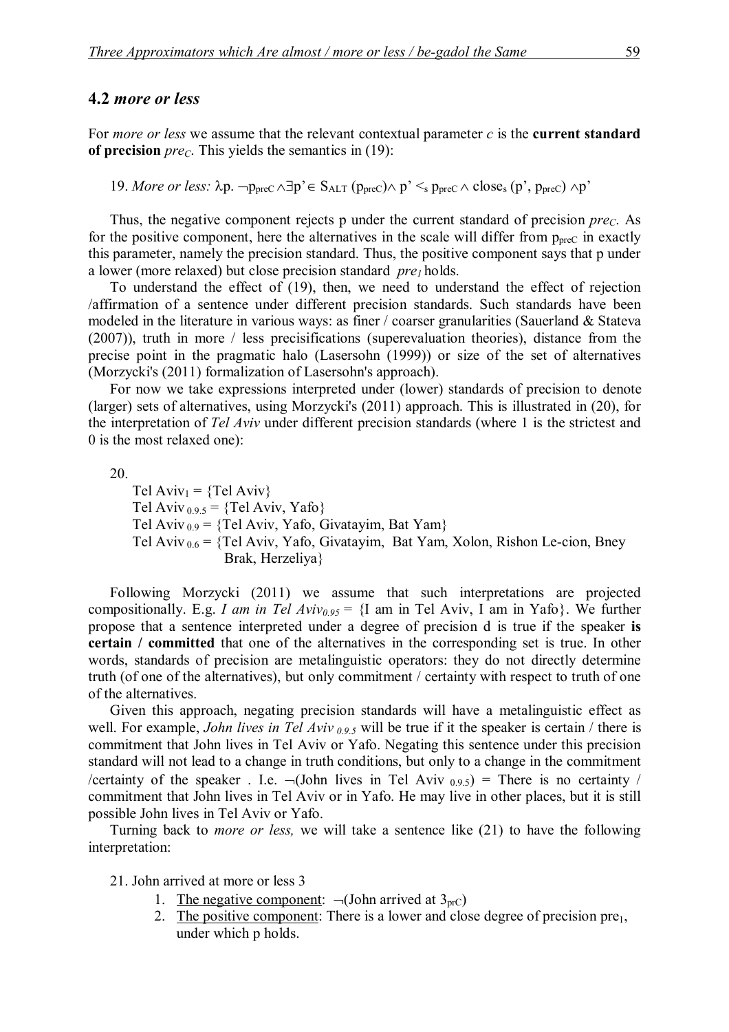## 4.2 *more or less*

For *more or less* we assume that the relevant contextual parameter *c* is the **current standard of precision** $pre_C$. This yields the semantics in (19):

19. *More or less:* $\lambda p.\ \neg p_{preC} \wedge \exists p' \in S_{ALT}(p_{preC}) \wedge p' <_s p_{preC} \wedge close_s(p', p_{preC}) \wedge p'$

Thus, the negative component rejects p under the current standard of precision $pre_C$. As for the positive component, here the alternatives in the scale will differ from $p_{preC}$ in exactly this parameter, namely the precision standard. Thus, the positive component says that p under a lower (more relaxed) but close precision standard $pre_1$ holds.

To understand the effect of (19), then, we need to understand the effect of rejection /affirmation of a sentence under different precision standards. Such standards have been modeled in the literature in various ways: as finer / coarser granularities (Sauerland & Stateva (2007)), truth in more / less precisifications (superevaluation theories), distance from the precise point in the pragmatic halo (Lasersohn (1999)) or size of the set of alternatives (Morzycki's (2011) formalization of Lasersohn's approach).

For now we take expressions interpreted under (lower) standards of precision to denote (larger) sets of alternatives, using Morzycki's (2011) approach. This is illustrated in (20), for the interpretation of *Tel Aviv* under different precision standards (where 1 is the strictest and 0 is the most relaxed one):

20.

Tel $Aviv_1$ = {Tel Aviv}
Tel $Aviv_{0.9.5}$ = {Tel Aviv, Yafo}
Tel $Aviv_{0.9}$ = {Tel Aviv, Yafo, Givatayim, Bat Yam}
Tel $Aviv_{0.6}$ = {Tel Aviv, Yafo, Givatayim, Bat Yam, Xolon, Rishon Le-cion, Bney Brak, Herzeliya}

Following Morzycki (2011) we assume that such interpretations are projected compositionally. E.g. *I am in Tel* $Aviv_{0.95}$ = {I am in Tel Aviv, I am in Yafo}. We further propose that a sentence interpreted under a degree of precision d is true if the speaker **is certain / committed** that one of the alternatives in the corresponding set is true. In other words, standards of precision are metalinguistic operators: they do not directly determine truth (of one of the alternatives), but only commitment / certainty with respect to truth of one of the alternatives.

Given this approach, negating precision standards will have a metalinguistic effect as well. For example, *John lives in Tel* $Aviv_{0.9.5}$ will be true if it the speaker is certain / there is commitment that John lives in Tel Aviv or Yafo. Negating this sentence under this precision standard will not lead to a change in truth conditions, but only to a change in the commitment /certainty of the speaker . I.e. $\neg$(John lives in Tel Aviv $_{0.9.5}$) = There is no certainty / commitment that John lives in Tel Aviv or in Yafo. He may live in other places, but it is still possible John lives in Tel Aviv or Yafo.

Turning back to *more or less,* we will take a sentence like (21) to have the following interpretation:

21. John arrived at more or less 3
   1. The negative component: $\neg$(John arrived at $3_{prC}$)
   2. The positive component: There is a lower and close degree of precision $pre_1$, under which p holds.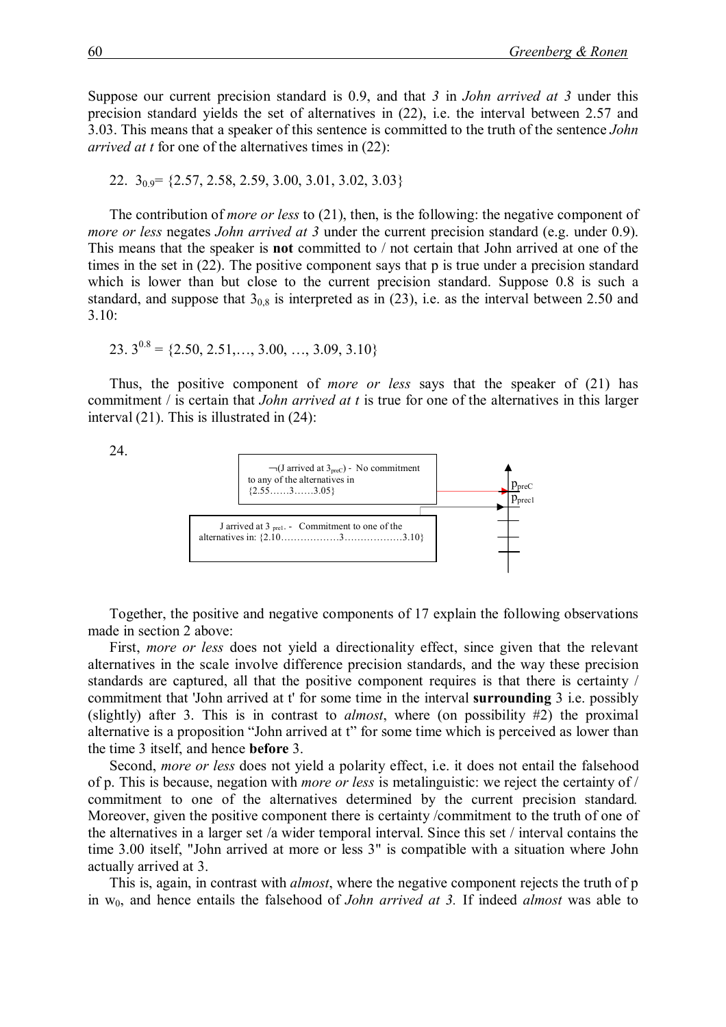Suppose our current precision standard is 0.9, and that *3* in *John arrived at 3* under this precision standard yields the set of alternatives in (22), i.e. the interval between 2.57 and 3.03. This means that a speaker of this sentence is committed to the truth of the sentence *John arrived at t* for one of the alternatives times in (22):

22. $3_{0.9}$= {2.57, 2.58, 2.59, 3.00, 3.01, 3.02, 3.03}

The contribution of *more or less* to (21), then, is the following: the negative component of *more or less* negates *John arrived at 3* under the current precision standard (e.g. under 0.9). This means that the speaker is **not** committed to / not certain that John arrived at one of the times in the set in (22). The positive component says that p is true under a precision standard which is lower than but close to the current precision standard. Suppose 0.8 is such a standard, and suppose that $3_{0,8}$ is interpreted as in (23), i.e. as the interval between 2.50 and 3.10:

23. $3^{0.8}$ = {2.50, 2.51,…, 3.00, …, 3.09, 3.10}

Thus, the positive component of *more or less* says that the speaker of (21) has commitment / is certain that *John arrived at t* is true for one of the alternatives in this larger interval (21). This is illustrated in (24):

24.

$\neg$(J arrived at $3_{\text{preC}}$) - No commitment to any of the alternatives in {2.55……3……3.05} → $p_{\text{preC}}$

J arrived at 3 $_{\text{pre1}}$. - Commitment to one of the alternatives in: {2.10………………3………………3.10} → $p_{\text{prec1}}$

Together, the positive and negative components of 17 explain the following observations made in section 2 above:

First, *more or less* does not yield a directionality effect, since given that the relevant alternatives in the scale involve difference precision standards, and the way these precision standards are captured, all that the positive component requires is that there is certainty / commitment that 'John arrived at t' for some time in the interval **surrounding** 3 i.e. possibly (slightly) after 3. This is in contrast to *almost*, where (on possibility #2) the proximal alternative is a proposition "John arrived at t" for some time which is perceived as lower than the time 3 itself, and hence **before** 3.

Second, *more or less* does not yield a polarity effect, i.e. it does not entail the falsehood of p. This is because, negation with *more or less* is metalinguistic: we reject the certainty of / commitment to one of the alternatives determined by the current precision standard. Moreover, given the positive component there is certainty /commitment to the truth of one of the alternatives in a larger set /a wider temporal interval. Since this set / interval contains the time 3.00 itself, "John arrived at more or less 3" is compatible with a situation where John actually arrived at 3.

This is, again, in contrast with *almost*, where the negative component rejects the truth of p in $w_0$, and hence entails the falsehood of *John arrived at 3.* If indeed *almost* was able to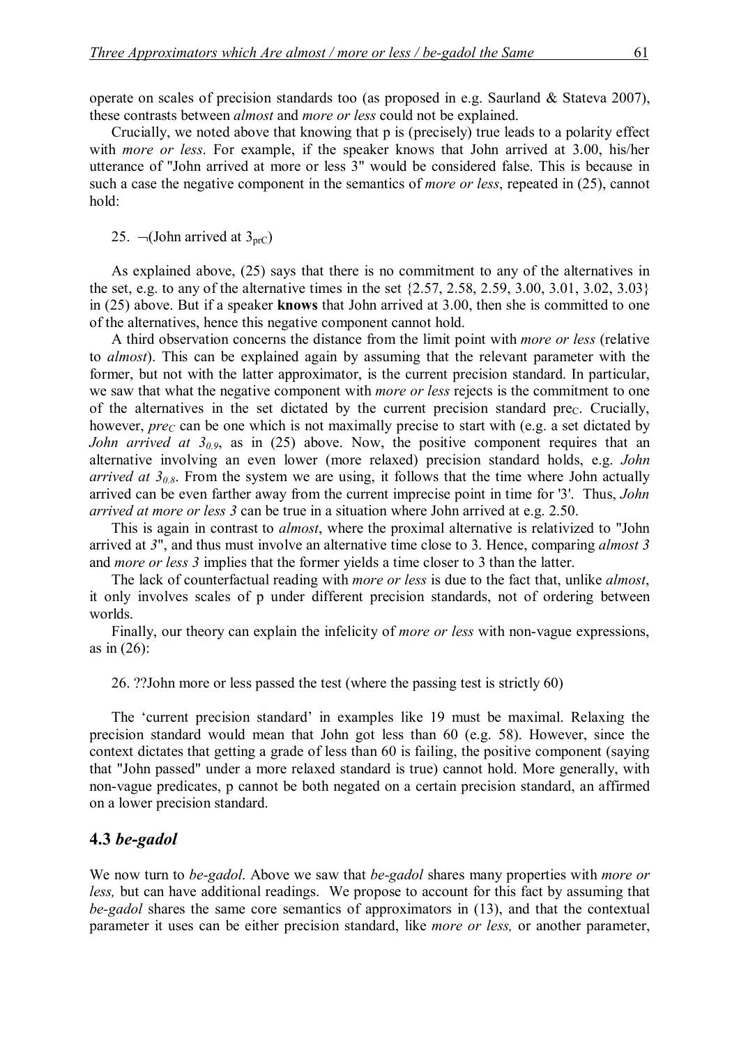operate on scales of precision standards too (as proposed in e.g. Saurland & Stateva 2007), these contrasts between *almost* and *more or less* could not be explained.

Crucially, we noted above that knowing that p is (precisely) true leads to a polarity effect with *more or less*. For example, if the speaker knows that John arrived at 3.00, his/her utterance of "John arrived at more or less 3" would be considered false. This is because in such a case the negative component in the semantics of *more or less*, repeated in (25), cannot hold:

25. $\neg$(John arrived at $3_{prC}$)

As explained above, (25) says that there is no commitment to any of the alternatives in the set, e.g. to any of the alternative times in the set {2.57, 2.58, 2.59, 3.00, 3.01, 3.02, 3.03} in (25) above. But if a speaker **knows** that John arrived at 3.00, then she is committed to one of the alternatives, hence this negative component cannot hold.

A third observation concerns the distance from the limit point with *more or less* (relative to *almost*). This can be explained again by assuming that the relevant parameter with the former, but not with the latter approximator, is the current precision standard. In particular, we saw that what the negative component with *more or less* rejects is the commitment to one of the alternatives in the set dictated by the current precision standard $pre_C$. Crucially, however, $pre_C$ can be one which is not maximally precise to start with (e.g. a set dictated by *John arrived at* $3_{0.9}$, as in (25) above. Now, the positive component requires that an alternative involving an even lower (more relaxed) precision standard holds, e.g. *John arrived at* $3_{0.8}$. From the system we are using, it follows that the time where John actually arrived can be even farther away from the current imprecise point in time for '3'. Thus, *John arrived at more or less 3* can be true in a situation where John arrived at e.g. 2.50.

This is again in contrast to *almost*, where the proximal alternative is relativized to "John arrived at *3*", and thus must involve an alternative time close to 3. Hence, comparing *almost 3* and *more or less 3* implies that the former yields a time closer to 3 than the latter.

The lack of counterfactual reading with *more or less* is due to the fact that, unlike *almost*, it only involves scales of p under different precision standards, not of ordering between worlds.

Finally, our theory can explain the infelicity of *more or less* with non-vague expressions, as in (26):

26. ??John more or less passed the test (where the passing test is strictly 60)

The 'current precision standard' in examples like 19 must be maximal. Relaxing the precision standard would mean that John got less than 60 (e.g. 58). However, since the context dictates that getting a grade of less than 60 is failing, the positive component (saying that "John passed" under a more relaxed standard is true) cannot hold. More generally, with non-vague predicates, p cannot be both negated on a certain precision standard, an affirmed on a lower precision standard.

### 4.3 *be-gadol*

We now turn to *be-gadol*. Above we saw that *be-gadol* shares many properties with *more or less,* but can have additional readings. We propose to account for this fact by assuming that *be-gadol* shares the same core semantics of approximators in (13), and that the contextual parameter it uses can be either precision standard, like *more or less,* or another parameter,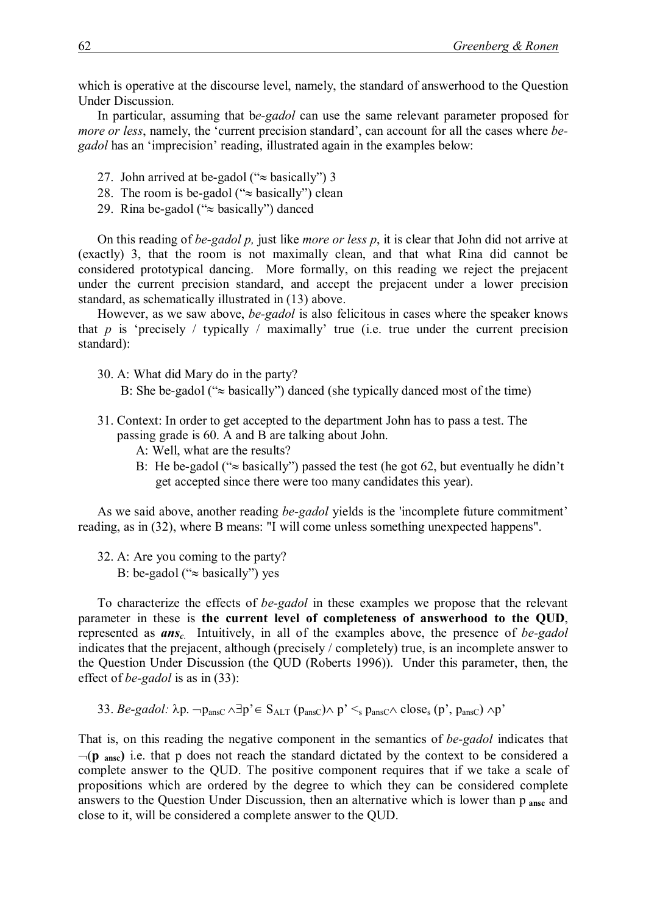which is operative at the discourse level, namely, the standard of answerhood to the Question Under Discussion.

In particular, assuming that b*e-gadol* can use the same relevant parameter proposed for *more or less*, namely, the 'current precision standard', can account for all the cases where *be-gadol* has an 'imprecision' reading, illustrated again in the examples below:

27. John arrived at be-gadol ("≈ basically") 3
28. The room is be-gadol ("≈ basically") clean
29. Rina be-gadol ("≈ basically") danced

On this reading of *be-gadol p,* just like *more or less p*, it is clear that John did not arrive at (exactly) 3, that the room is not maximally clean, and that what Rina did cannot be considered prototypical dancing. More formally, on this reading we reject the prejacent under the current precision standard, and accept the prejacent under a lower precision standard, as schematically illustrated in (13) above.

However, as we saw above, *be-gadol* is also felicitous in cases where the speaker knows that *p* is 'precisely / typically / maximally' true (i.e. true under the current precision standard):

30. A: What did Mary do in the party?
    B: She be-gadol ("≈ basically") danced (she typically danced most of the time)

31. Context: In order to get accepted to the department John has to pass a test. The passing grade is 60. A and B are talking about John.
    A: Well, what are the results?
    B: He be-gadol ("≈ basically") passed the test (he got 62, but eventually he didn't get accepted since there were too many candidates this year).

As we said above, another reading *be-gadol* yields is the 'incomplete future commitment' reading, as in (32), where B means: "I will come unless something unexpected happens".

32. A: Are you coming to the party?
    B: be-gadol ("≈ basically") yes

To characterize the effects of *be-gadol* in these examples we propose that the relevant parameter in these is **the current level of completeness of answerhood to the QUD**, represented as $\boldsymbol{ans_c}$. Intuitively, in all of the examples above, the presence of *be-gadol* indicates that the prejacent, although (precisely / completely) true, is an incomplete answer to the Question Under Discussion (the QUD (Roberts 1996)). Under this parameter, then, the effect of *be-gadol* is as in (33):

33. *Be-gadol:* $\lambda p.\ \neg p_{ansC} \wedge \exists p' \in S_{ALT}(p_{ansC}) \wedge p' <_s p_{ansC} \wedge close_s(p', p_{ansC}) \wedge p'$

That is, on this reading the negative component in the semantics of *be-gadol* indicates that $\neg(\mathbf{p}_{\mathbf{ansc}})$ i.e. that p does not reach the standard dictated by the context to be considered a complete answer to the QUD. The positive component requires that if we take a scale of propositions which are ordered by the degree to which they can be considered complete answers to the Question Under Discussion, then an alternative which is lower than $p_{\mathbf{ansc}}$ and close to it, will be considered a complete answer to the QUD.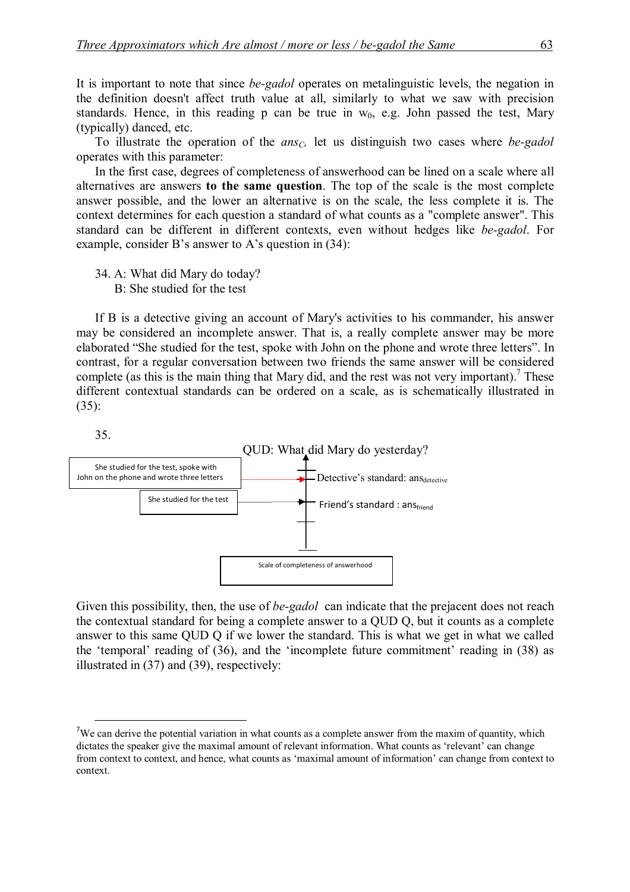It is important to note that since *be-gadol* operates on metalinguistic levels, the negation in the definition doesn't affect truth value at all, similarly to what we saw with precision standards. Hence, in this reading p can be true in $w_0$, e.g. John passed the test, Mary (typically) danced, etc.

To illustrate the operation of the $ans_C$, let us distinguish two cases where *be-gadol* operates with this parameter:

In the first case, degrees of completeness of answerhood can be lined on a scale where all alternatives are answers **to the same question**. The top of the scale is the most complete answer possible, and the lower an alternative is on the scale, the less complete it is. The context determines for each question a standard of what counts as a "complete answer". This standard can be different in different contexts, even without hedges like *be-gadol*. For example, consider B's answer to A's question in (34):

34. A: What did Mary do today?
 B: She studied for the test

If B is a detective giving an account of Mary's activities to his commander, his answer may be considered an incomplete answer. That is, a really complete answer may be more elaborated "She studied for the test, spoke with John on the phone and wrote three letters". In contrast, for a regular conversation between two friends the same answer will be considered complete (as this is the main thing that Mary did, and the rest was not very important).[7] These different contextual standards can be ordered on a scale, as is schematically illustrated in (35):

35.

QUD: What did Mary do yesterday?

She studied for the test, spoke with John on the phone and wrote three letters → Detective's standard: $ans_{detective}$

She studied for the test → Friend's standard : $ans_{friend}$

Scale of completeness of answerhood

Given this possibility, then, the use of *be-gadol* can indicate that the prejacent does not reach the contextual standard for being a complete answer to a QUD Q, but it counts as a complete answer to this same QUD Q if we lower the standard. This is what we get in what we called the 'temporal' reading of (36), and the 'incomplete future commitment' reading in (38) as illustrated in (37) and (39), respectively:

[7] We can derive the potential variation in what counts as a complete answer from the maxim of quantity, which dictates the speaker give the maximal amount of relevant information. What counts as 'relevant' can change from context to context, and hence, what counts as 'maximal amount of information' can change from context to context.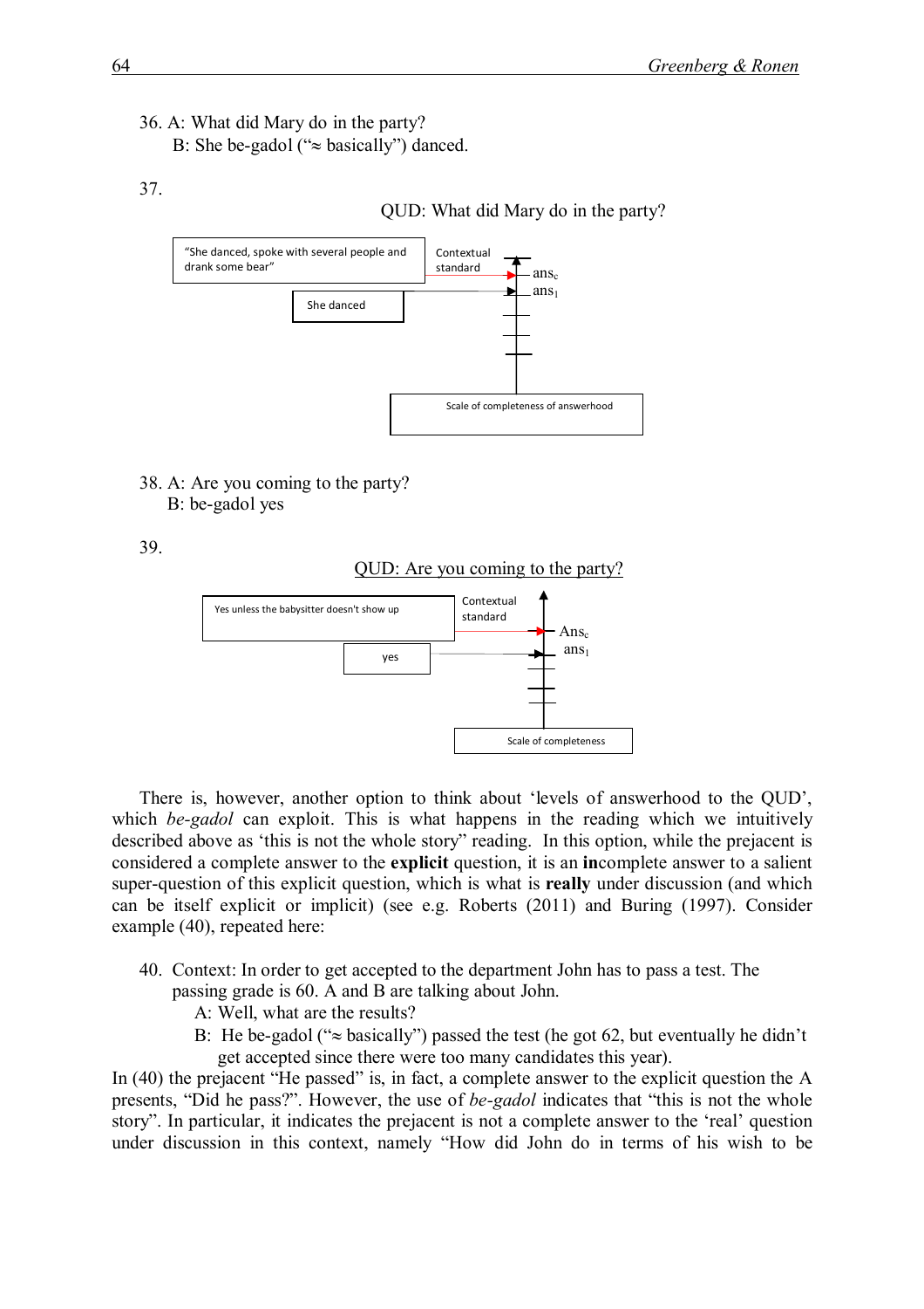36. A: What did Mary do in the party?
    B: She be-gadol ("≈ basically") danced.

37.

QUD: What did Mary do in the party?

"She danced, spoke with several people and drank some bear"

Contextual standard

$ans_c$

$ans_1$

She danced

Scale of completeness of answerhood

38. A: Are you coming to the party?
    B: be-gadol yes

39.

QUD: Are you coming to the party?

Yes unless the babysitter doesn't show up

Contextual standard

$Ans_c$

$ans_1$

yes

Scale of completeness

There is, however, another option to think about 'levels of answerhood to the QUD', which *be-gadol* can exploit. This is what happens in the reading which we intuitively described above as 'this is not the whole story" reading. In this option, while the prejacent is considered a complete answer to the **explicit** question, it is an **in**complete answer to a salient super-question of this explicit question, which is what is **really** under discussion (and which can be itself explicit or implicit) (see e.g. Roberts (2011) and Buring (1997). Consider example (40), repeated here:

40. Context: In order to get accepted to the department John has to pass a test. The passing grade is 60. A and B are talking about John.
    A: Well, what are the results?
    B: He be-gadol ("≈ basically") passed the test (he got 62, but eventually he didn't get accepted since there were too many candidates this year).

In (40) the prejacent "He passed" is, in fact, a complete answer to the explicit question the A presents, "Did he pass?". However, the use of *be-gadol* indicates that "this is not the whole story". In particular, it indicates the prejacent is not a complete answer to the 'real' question under discussion in this context, namely "How did John do in terms of his wish to be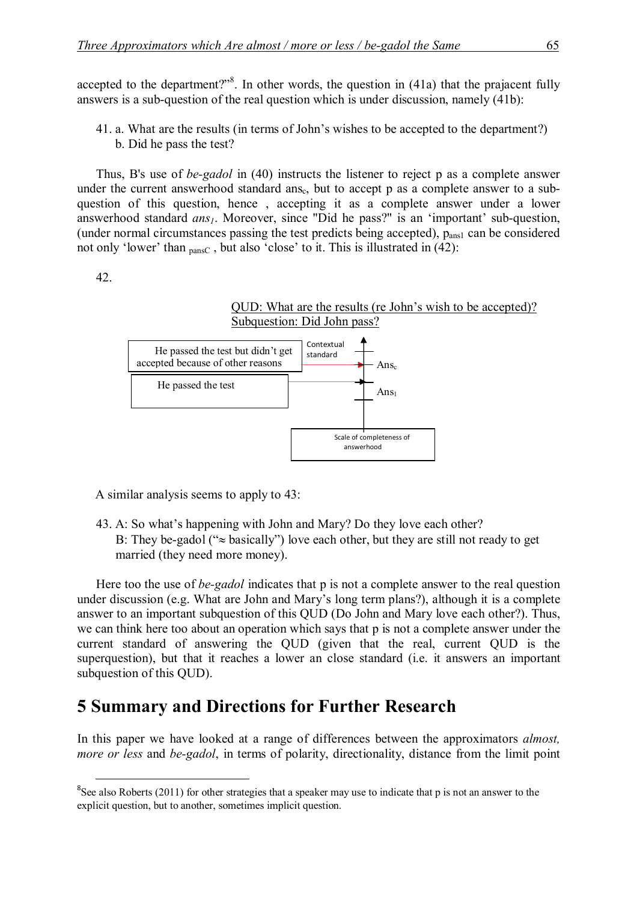accepted to the department?"[8]. In other words, the question in (41a) that the prajacent fully answers is a sub-question of the real question which is under discussion, namely (41b):

41. a. What are the results (in terms of John's wishes to be accepted to the department?)
    b. Did he pass the test?

Thus, B's use of *be-gadol* in (40) instructs the listener to reject p as a complete answer under the current answerhood standard $ans_c$, but to accept p as a complete answer to a sub-question of this question, hence , accepting it as a complete answer under a lower answerhood standard $ans_1$. Moreover, since "Did he pass?" is an 'important' sub-question, (under normal circumstances passing the test predicts being accepted), $p_{ans1}$ can be considered not only 'lower' than $_{pansC}$ , but also 'close' to it. This is illustrated in (42):

42.

QUD: What are the results (re John's wish to be accepted)?
Subquestion: Did John pass?

| Answer | Level on scale of completeness of answerhood |
|---|---|
| He passed the test but didn't get accepted because of other reasons | Contextual standard — $Ans_c$ |
| He passed the test | $Ans_1$ |

Scale of completeness of answerhood

A similar analysis seems to apply to 43:

43. A: So what's happening with John and Mary? Do they love each other?
    B: They be-gadol ("≈ basically") love each other, but they are still not ready to get married (they need more money).

Here too the use of *be-gadol* indicates that p is not a complete answer to the real question under discussion (e.g. What are John and Mary's long term plans?), although it is a complete answer to an important subquestion of this QUD (Do John and Mary love each other?). Thus, we can think here too about an operation which says that p is not a complete answer under the current standard of answering the QUD (given that the real, current QUD is the superquestion), but that it reaches a lower an close standard (i.e. it answers an important subquestion of this QUD).

# 5 Summary and Directions for Further Research

In this paper we have looked at a range of differences between the approximators *almost, more or less* and *be-gadol*, in terms of polarity, directionality, distance from the limit point

[8] See also Roberts (2011) for other strategies that a speaker may use to indicate that p is not an answer to the explicit question, but to another, sometimes implicit question.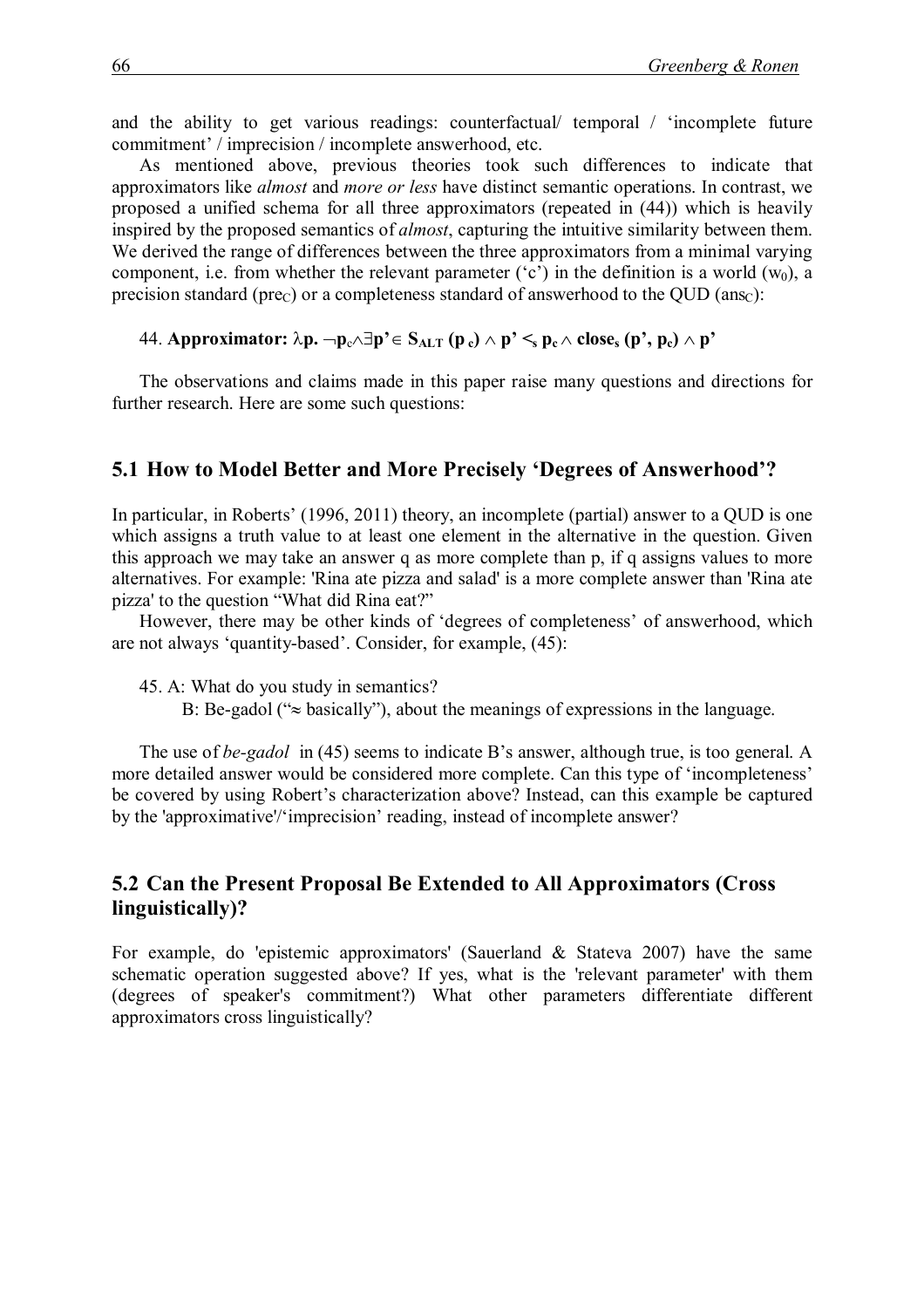and the ability to get various readings: counterfactual/ temporal / 'incomplete future commitment' / imprecision / incomplete answerhood, etc.

As mentioned above, previous theories took such differences to indicate that approximators like *almost* and *more or less* have distinct semantic operations. In contrast, we proposed a unified schema for all three approximators (repeated in (44)) which is heavily inspired by the proposed semantics of *almost*, capturing the intuitive similarity between them. We derived the range of differences between the three approximators from a minimal varying component, i.e. from whether the relevant parameter ('c') in the definition is a world ($w_0$), a precision standard ($pre_C$) or a completeness standard of answerhood to the QUD ($ans_C$):

44. **Approximator:** $\lambda p.\ \neg p_c \wedge \exists p' \in S_{ALT}(p_c) \wedge p' <_s p_c \wedge close_s(p', p_c) \wedge p'$

The observations and claims made in this paper raise many questions and directions for further research. Here are some such questions:

## 5.1 How to Model Better and More Precisely 'Degrees of Answerhood'?

In particular, in Roberts' (1996, 2011) theory, an incomplete (partial) answer to a QUD is one which assigns a truth value to at least one element in the alternative in the question. Given this approach we may take an answer q as more complete than p, if q assigns values to more alternatives. For example: 'Rina ate pizza and salad' is a more complete answer than 'Rina ate pizza' to the question "What did Rina eat?"

However, there may be other kinds of 'degrees of completeness' of answerhood, which are not always 'quantity-based'. Consider, for example, (45):

45. A: What do you study in semantics?
    B: Be-gadol ("≈ basically"), about the meanings of expressions in the language.

The use of *be-gadol* in (45) seems to indicate B's answer, although true, is too general. A more detailed answer would be considered more complete. Can this type of 'incompleteness' be covered by using Robert's characterization above? Instead, can this example be captured by the 'approximative'/'imprecision' reading, instead of incomplete answer?

## 5.2 Can the Present Proposal Be Extended to All Approximators (Cross linguistically)?

For example, do 'epistemic approximators' (Sauerland & Stateva 2007) have the same schematic operation suggested above? If yes, what is the 'relevant parameter' with them (degrees of speaker's commitment?) What other parameters differentiate different approximators cross linguistically?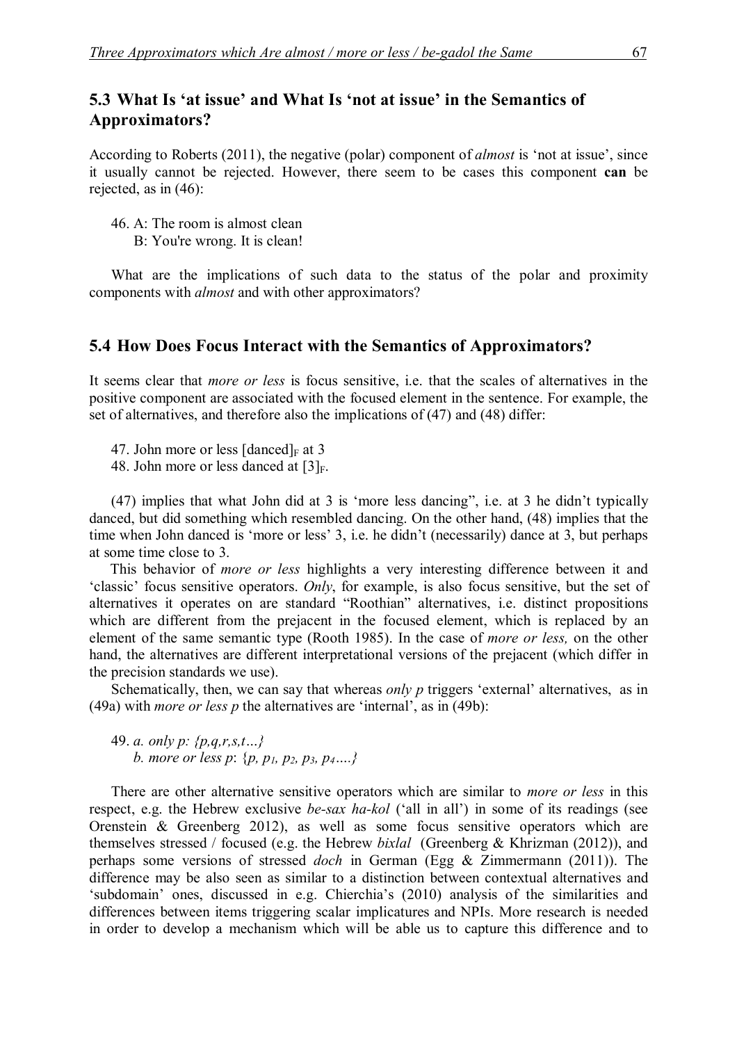## 5.3 What Is 'at issue' and What Is 'not at issue' in the Semantics of Approximators?

According to Roberts (2011), the negative (polar) component of *almost* is 'not at issue', since it usually cannot be rejected. However, there seem to be cases this component **can** be rejected, as in (46):

46. A: The room is almost clean
    B: You're wrong. It is clean!

What are the implications of such data to the status of the polar and proximity components with *almost* and with other approximators?

## 5.4 How Does Focus Interact with the Semantics of Approximators?

It seems clear that *more or less* is focus sensitive, i.e. that the scales of alternatives in the positive component are associated with the focused element in the sentence. For example, the set of alternatives, and therefore also the implications of (47) and (48) differ:

47. John more or less $[\text{danced}]_F$ at 3
48. John more or less danced at $[3]_F$.

(47) implies that what John did at 3 is 'more less dancing", i.e. at 3 he didn't typically danced, but did something which resembled dancing. On the other hand, (48) implies that the time when John danced is 'more or less' 3, i.e. he didn't (necessarily) dance at 3, but perhaps at some time close to 3.

This behavior of *more or less* highlights a very interesting difference between it and 'classic' focus sensitive operators. *Only*, for example, is also focus sensitive, but the set of alternatives it operates on are standard "Roothian" alternatives, i.e. distinct propositions which are different from the prejacent in the focused element, which is replaced by an element of the same semantic type (Rooth 1985). In the case of *more or less,* on the other hand, the alternatives are different interpretational versions of the prejacent (which differ in the precision standards we use).

Schematically, then, we can say that whereas *only p* triggers 'external' alternatives, as in (49a) with *more or less p* the alternatives are 'internal', as in (49b):

49. *a. only p: {p,q,r,s,t…}*
    *b. more or less p*: $\{p, p_1, p_2, p_3, p_4 \ldots\}$

There are other alternative sensitive operators which are similar to *more or less* in this respect, e.g. the Hebrew exclusive *be-sax ha-kol* ('all in all') in some of its readings (see Orenstein & Greenberg 2012), as well as some focus sensitive operators which are themselves stressed / focused (e.g. the Hebrew *bixlal* (Greenberg & Khrizman (2012)), and perhaps some versions of stressed *doch* in German (Egg & Zimmermann (2011)). The difference may be also seen as similar to a distinction between contextual alternatives and 'subdomain' ones, discussed in e.g. Chierchia's (2010) analysis of the similarities and differences between items triggering scalar implicatures and NPIs. More research is needed in order to develop a mechanism which will be able us to capture this difference and to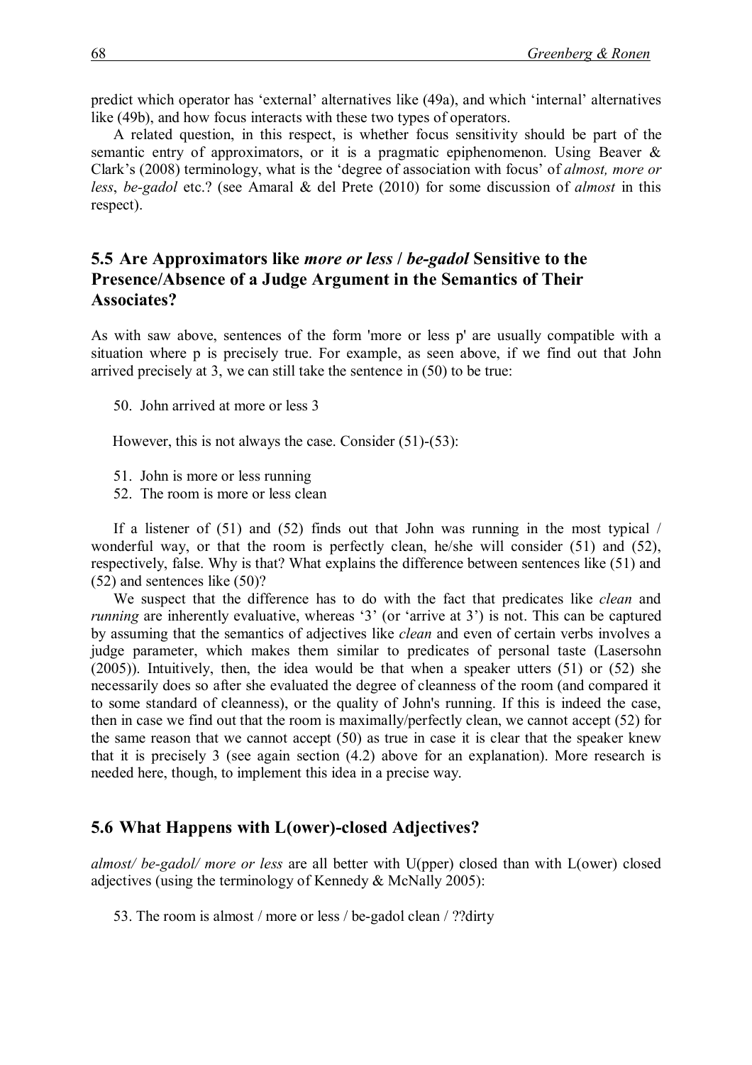predict which operator has 'external' alternatives like (49a), and which 'internal' alternatives like (49b), and how focus interacts with these two types of operators.

A related question, in this respect, is whether focus sensitivity should be part of the semantic entry of approximators, or it is a pragmatic epiphenomenon. Using Beaver & Clark's (2008) terminology, what is the 'degree of association with focus' of *almost, more or less*, *be-gadol* etc.? (see Amaral & del Prete (2010) for some discussion of *almost* in this respect).

## 5.5 Are Approximators like *more or less* / *be-gadol* Sensitive to the Presence/Absence of a Judge Argument in the Semantics of Their Associates?

As with saw above, sentences of the form 'more or less p' are usually compatible with a situation where p is precisely true. For example, as seen above, if we find out that John arrived precisely at 3, we can still take the sentence in (50) to be true:

50. John arrived at more or less 3

However, this is not always the case. Consider (51)-(53):

51. John is more or less running
52. The room is more or less clean

If a listener of (51) and (52) finds out that John was running in the most typical / wonderful way, or that the room is perfectly clean, he/she will consider (51) and (52), respectively, false. Why is that? What explains the difference between sentences like (51) and (52) and sentences like (50)?

We suspect that the difference has to do with the fact that predicates like *clean* and *running* are inherently evaluative, whereas '3' (or 'arrive at 3') is not. This can be captured by assuming that the semantics of adjectives like *clean* and even of certain verbs involves a judge parameter, which makes them similar to predicates of personal taste (Lasersohn (2005)). Intuitively, then, the idea would be that when a speaker utters (51) or (52) she necessarily does so after she evaluated the degree of cleanness of the room (and compared it to some standard of cleanness), or the quality of John's running. If this is indeed the case, then in case we find out that the room is maximally/perfectly clean, we cannot accept (52) for the same reason that we cannot accept (50) as true in case it is clear that the speaker knew that it is precisely 3 (see again section (4.2) above for an explanation). More research is needed here, though, to implement this idea in a precise way.

## 5.6 What Happens with L(ower)-closed Adjectives?

*almost/ be-gadol/ more or less* are all better with U(pper) closed than with L(ower) closed adjectives (using the terminology of Kennedy & McNally 2005):

53. The room is almost / more or less / be-gadol clean / ??dirty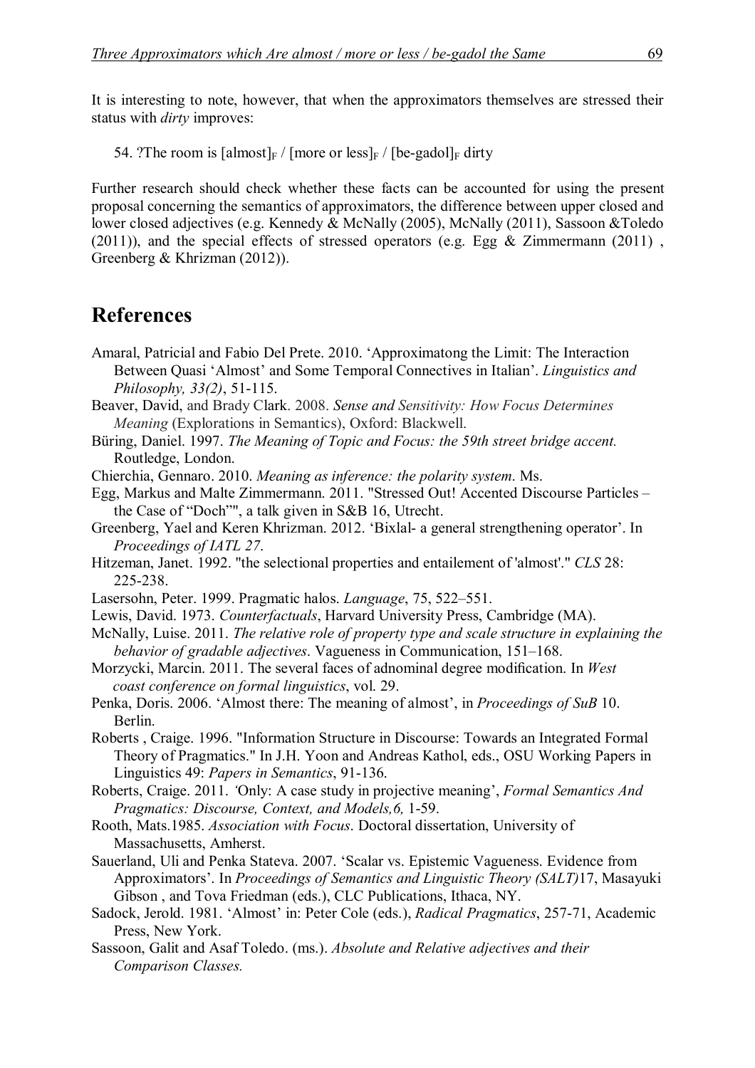It is interesting to note, however, that when the approximators themselves are stressed their status with *dirty* improves:

54. ?The room is [almost]$_F$ / [more or less]$_F$ / [be-gadol]$_F$ dirty

Further research should check whether these facts can be accounted for using the present proposal concerning the semantics of approximators, the difference between upper closed and lower closed adjectives (e.g. Kennedy & McNally (2005), McNally (2011), Sassoon &Toledo (2011)), and the special effects of stressed operators (e.g. Egg & Zimmermann (2011) , Greenberg & Khrizman (2012)).

# References

Amaral, Patricial and Fabio Del Prete. 2010. 'Approximatong the Limit: The Interaction Between Quasi 'Almost' and Some Temporal Connectives in Italian'. *Linguistics and Philosophy, 33(2)*, 51-115.

Beaver, David, and Brady Clark. 2008. *Sense and Sensitivity: How Focus Determines Meaning* (Explorations in Semantics), Oxford: Blackwell.

Büring, Daniel. 1997. *The Meaning of Topic and Focus: the 59th street bridge accent.* Routledge, London.

Chierchia, Gennaro. 2010. *Meaning as inference: the polarity system*. Ms.

Egg, Markus and Malte Zimmermann. 2011. "Stressed Out! Accented Discourse Particles – the Case of "Doch"", a talk given in S&B 16, Utrecht.

Greenberg, Yael and Keren Khrizman. 2012. 'Bixlal- a general strengthening operator'. In *Proceedings of IATL 27*.

Hitzeman, Janet. 1992. "the selectional properties and entailement of 'almost'." *CLS* 28: 225-238.

Lasersohn, Peter. 1999. Pragmatic halos. *Language*, 75, 522–551.

Lewis, David. 1973. *Counterfactuals*, Harvard University Press, Cambridge (MA).

McNally, Luise. 2011. *The relative role of property type and scale structure in explaining the behavior of gradable adjectives*. Vagueness in Communication, 151–168.

Morzycki, Marcin. 2011. The several faces of adnominal degree modification. In *West coast conference on formal linguistics*, vol. 29.

Penka, Doris. 2006. 'Almost there: The meaning of almost', in *Proceedings of SuB* 10. Berlin.

Roberts , Craige. 1996. "Information Structure in Discourse: Towards an Integrated Formal Theory of Pragmatics." In J.H. Yoon and Andreas Kathol, eds., OSU Working Papers in Linguistics 49: *Papers in Semantics*, 91-136.

Roberts, Craige. 2011. *'*Only: A case study in projective meaning', *Formal Semantics And Pragmatics: Discourse, Context, and Models,6,* 1-59.

Rooth, Mats.1985. *Association with Focus*. Doctoral dissertation, University of Massachusetts, Amherst.

Sauerland, Uli and Penka Stateva. 2007. 'Scalar vs. Epistemic Vagueness. Evidence from Approximators'. In *Proceedings of Semantics and Linguistic Theory (SALT)*17, Masayuki Gibson , and Tova Friedman (eds.), CLC Publications, Ithaca, NY.

Sadock, Jerold. 1981. 'Almost' in: Peter Cole (eds.), *Radical Pragmatics*, 257-71, Academic Press, New York.

Sassoon, Galit and Asaf Toledo. (ms.). *Absolute and Relative adjectives and their Comparison Classes.*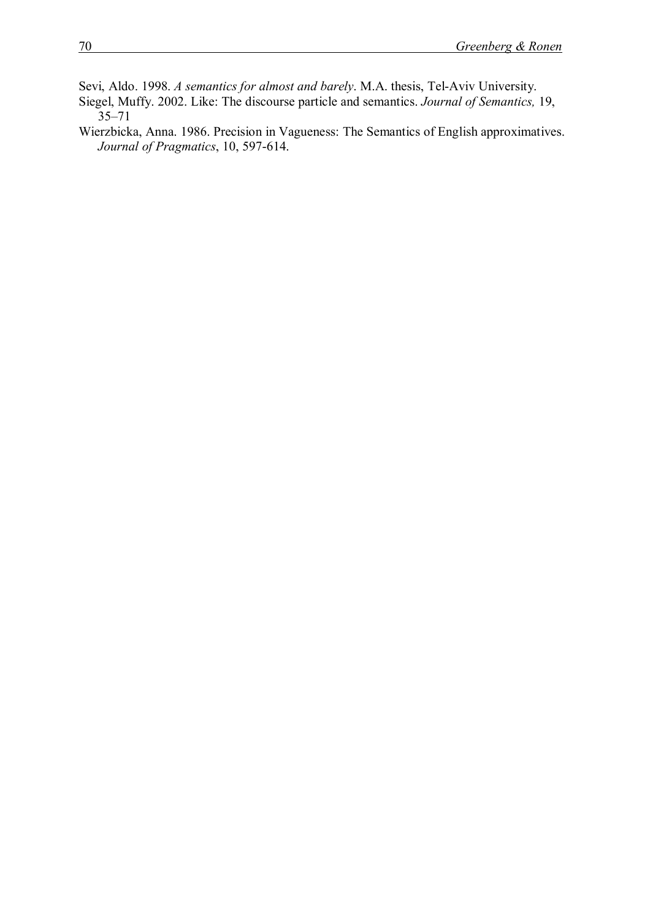Sevi, Aldo. 1998. *A semantics for almost and barely*. M.A. thesis, Tel-Aviv University.

Siegel, Muffy. 2002. Like: The discourse particle and semantics. *Journal of Semantics,* 19, 35–71

Wierzbicka, Anna. 1986. Precision in Vagueness: The Semantics of English approximatives. *Journal of Pragmatics*, 10, 597-614.